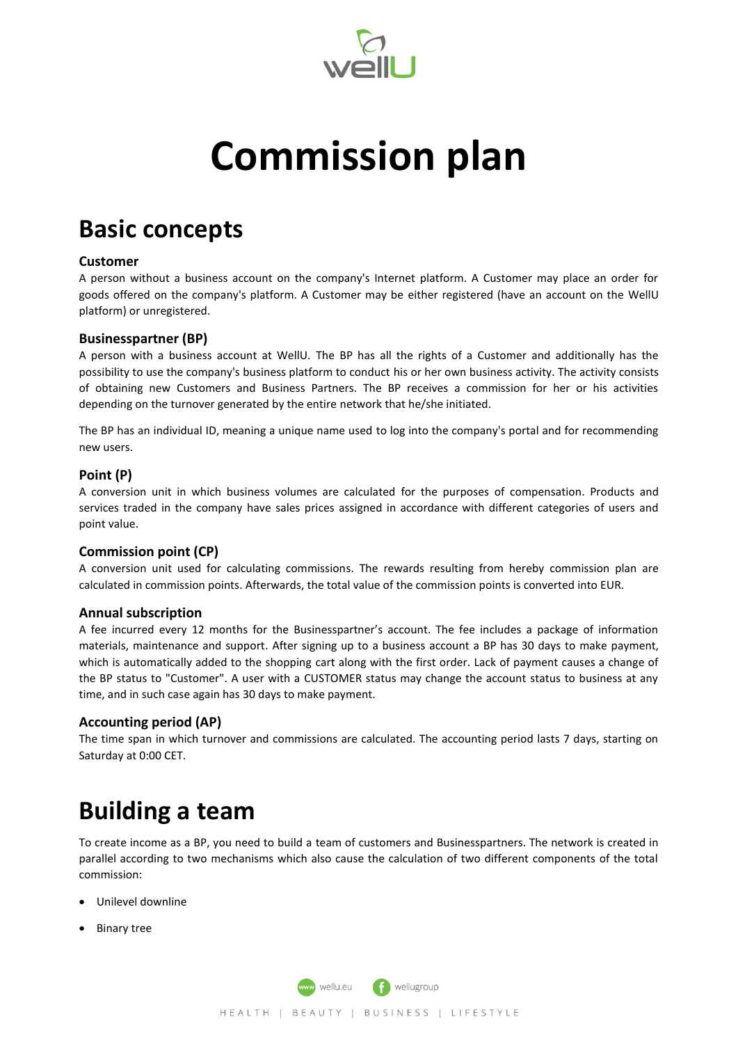# Commission plan

## Basic concepts

### Customer

A person without a business account on the company's Internet platform. A Customer may place an order for goods offered on the company's platform. A Customer may be either registered (have an account on the WellU platform) or unregistered.

### Businesspartner (BP)

A person with a business account at WellU. The BP has all the rights of a Customer and additionally has the possibility to use the company's business platform to conduct his or her own business activity. The activity consists of obtaining new Customers and Business Partners. The BP receives a commission for her or his activities depending on the turnover generated by the entire network that he/she initiated.

The BP has an individual ID, meaning a unique name used to log into the company's portal and for recommending new users.

### Point (P)

A conversion unit in which business volumes are calculated for the purposes of compensation. Products and services traded in the company have sales prices assigned in accordance with different categories of users and point value.

### Commission point (CP)

A conversion unit used for calculating commissions. The rewards resulting from hereby commission plan are calculated in commission points. Afterwards, the total value of the commission points is converted into EUR.

### Annual subscription

A fee incurred every 12 months for the Businesspartner's account. The fee includes a package of information materials, maintenance and support. After signing up to a business account a BP has 30 days to make payment, which is automatically added to the shopping cart along with the first order. Lack of payment causes a change of the BP status to "Customer". A user with a CUSTOMER status may change the account status to business at any time, and in such case again has 30 days to make payment.

### Accounting period (AP)

The time span in which turnover and commissions are calculated. The accounting period lasts 7 days, starting on Saturday at 0:00 CET.

## Building a team

To create income as a BP, you need to build a team of customers and Businesspartners. The network is created in parallel according to two mechanisms which also cause the calculation of two different components of the total commission:

- Unilevel downline
- Binary tree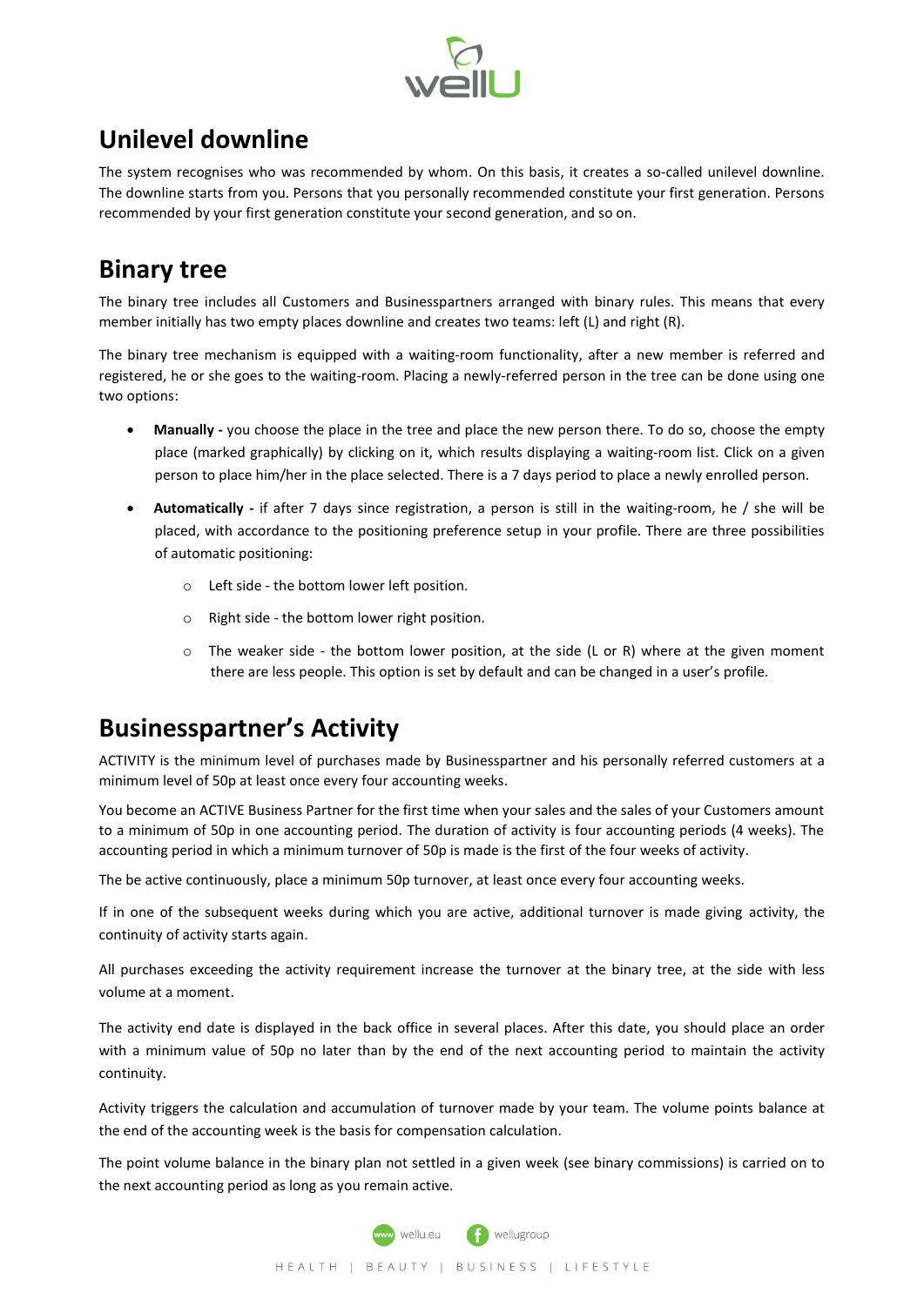## Unilevel downline

The system recognises who was recommended by whom. On this basis, it creates a so-called unilevel downline. The downline starts from you. Persons that you personally recommended constitute your first generation. Persons recommended by your first generation constitute your second generation, and so on.

## Binary tree

The binary tree includes all Customers and Businesspartners arranged with binary rules. This means that every member initially has two empty places downline and creates two teams: left (L) and right (R).

The binary tree mechanism is equipped with a waiting-room functionality, after a new member is referred and registered, he or she goes to the waiting-room. Placing a newly-referred person in the tree can be done using one two options:

- **Manually -** you choose the place in the tree and place the new person there. To do so, choose the empty place (marked graphically) by clicking on it, which results displaying a waiting-room list. Click on a given person to place him/her in the place selected. There is a 7 days period to place a newly enrolled person.
- **Automatically -** if after 7 days since registration, a person is still in the waiting-room, he / she will be placed, with accordance to the positioning preference setup in your profile. There are three possibilities of automatic positioning:
  - Left side - the bottom lower left position.
  - Right side - the bottom lower right position.
  - The weaker side - the bottom lower position, at the side (L or R) where at the given moment there are less people. This option is set by default and can be changed in a user's profile.

## Businesspartner's Activity

ACTIVITY is the minimum level of purchases made by Businesspartner and his personally referred customers at a minimum level of 50p at least once every four accounting weeks.

You become an ACTIVE Business Partner for the first time when your sales and the sales of your Customers amount to a minimum of 50p in one accounting period. The duration of activity is four accounting periods (4 weeks). The accounting period in which a minimum turnover of 50p is made is the first of the four weeks of activity.

The be active continuously, place a minimum 50p turnover, at least once every four accounting weeks.

If in one of the subsequent weeks during which you are active, additional turnover is made giving activity, the continuity of activity starts again.

All purchases exceeding the activity requirement increase the turnover at the binary tree, at the side with less volume at a moment.

The activity end date is displayed in the back office in several places. After this date, you should place an order with a minimum value of 50p no later than by the end of the next accounting period to maintain the activity continuity.

Activity triggers the calculation and accumulation of turnover made by your team. The volume points balance at the end of the accounting week is the basis for compensation calculation.

The point volume balance in the binary plan not settled in a given week (see binary commissions) is carried on to the next accounting period as long as you remain active.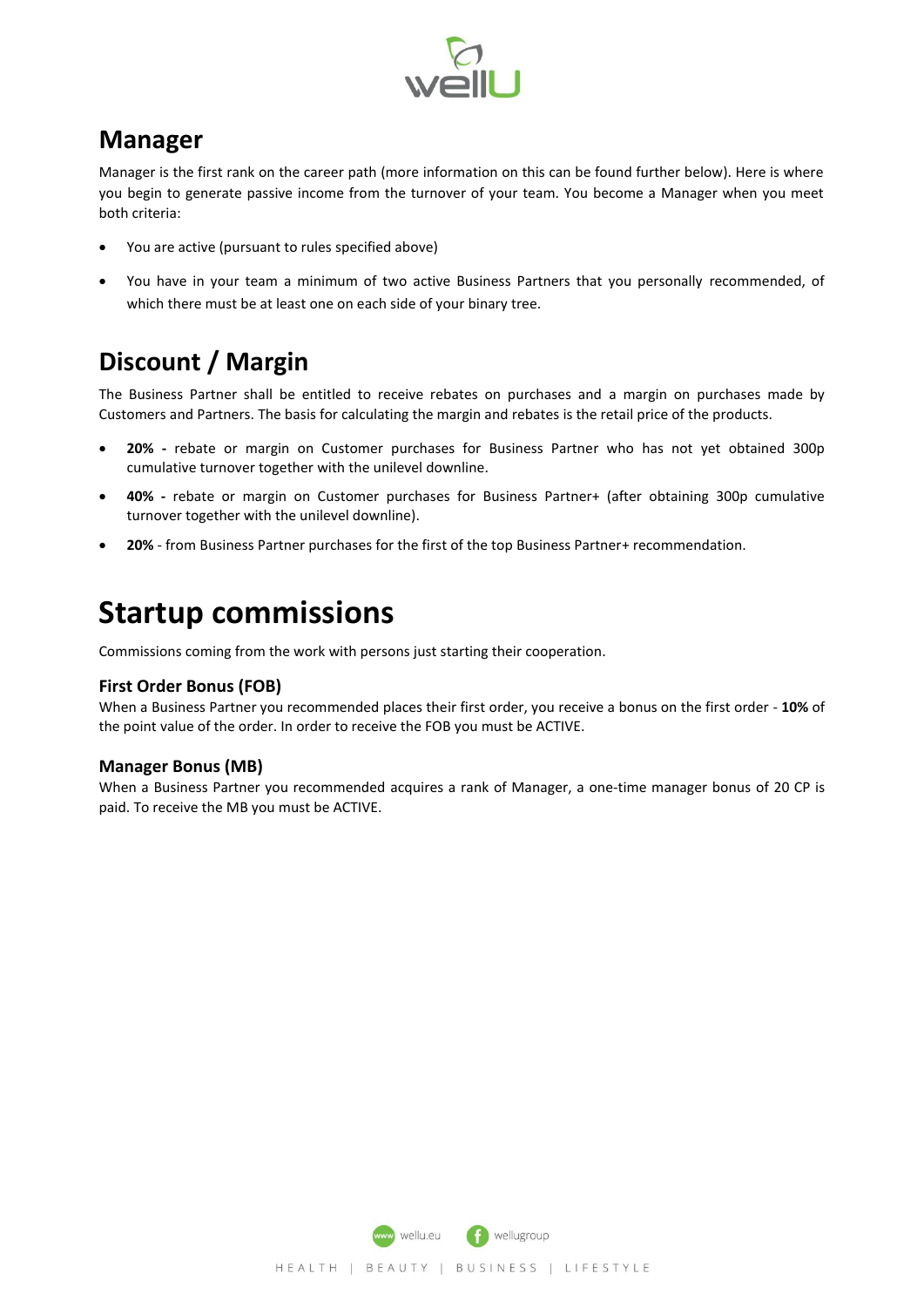## Manager

Manager is the first rank on the career path (more information on this can be found further below). Here is where you begin to generate passive income from the turnover of your team. You become a Manager when you meet both criteria:

- You are active (pursuant to rules specified above)
- You have in your team a minimum of two active Business Partners that you personally recommended, of which there must be at least one on each side of your binary tree.

## Discount / Margin

The Business Partner shall be entitled to receive rebates on purchases and a margin on purchases made by Customers and Partners. The basis for calculating the margin and rebates is the retail price of the products.

- **20% -** rebate or margin on Customer purchases for Business Partner who has not yet obtained 300p cumulative turnover together with the unilevel downline.
- **40% -** rebate or margin on Customer purchases for Business Partner+ (after obtaining 300p cumulative turnover together with the unilevel downline).
- **20%** - from Business Partner purchases for the first of the top Business Partner+ recommendation.

# Startup commissions

Commissions coming from the work with persons just starting their cooperation.

### First Order Bonus (FOB)

When a Business Partner you recommended places their first order, you receive a bonus on the first order - **10%** of the point value of the order. In order to receive the FOB you must be ACTIVE.

### Manager Bonus (MB)

When a Business Partner you recommended acquires a rank of Manager, a one-time manager bonus of 20 CP is paid. To receive the MB you must be ACTIVE.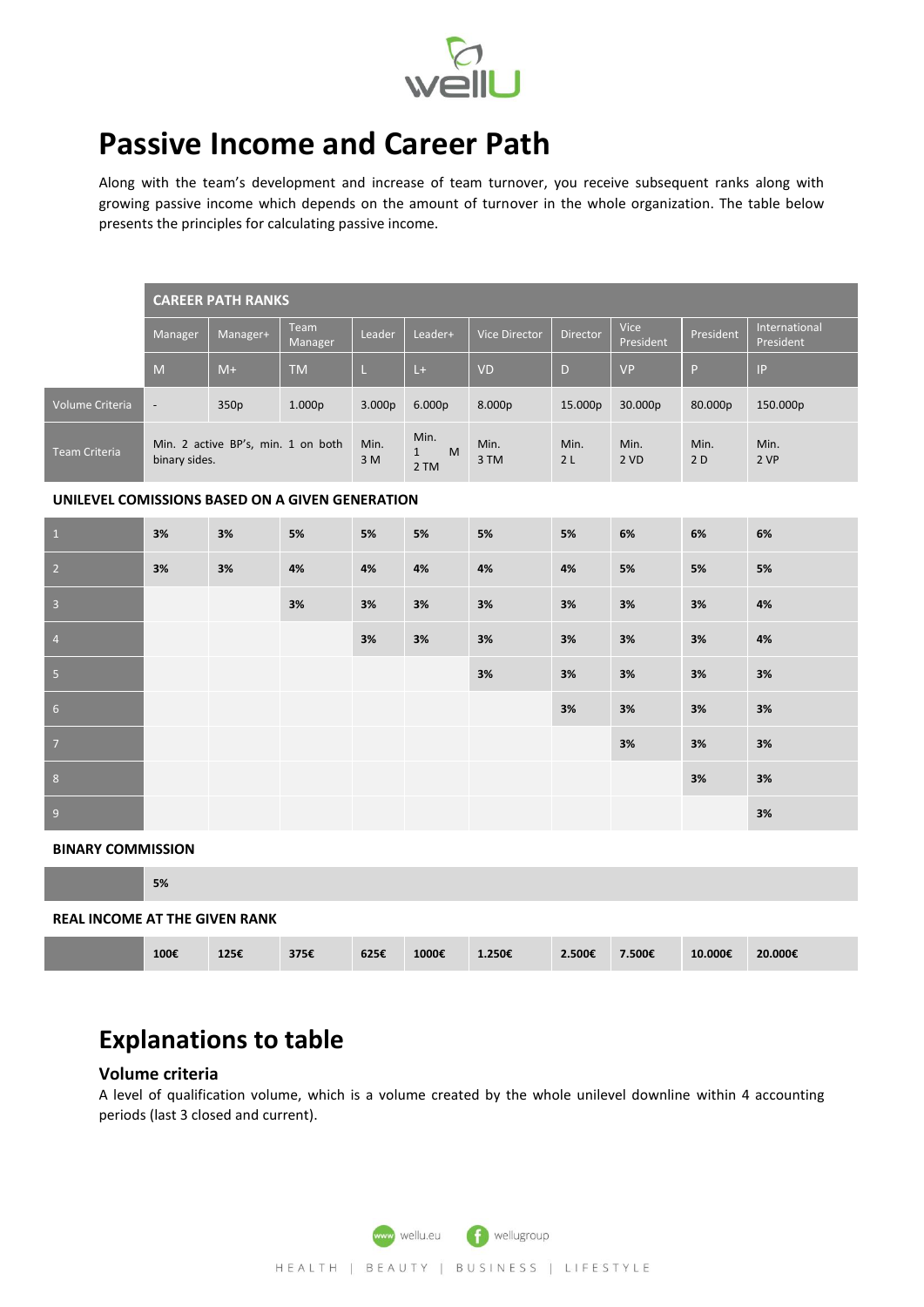# Passive Income and Career Path

Along with the team's development and increase of team turnover, you receive subsequent ranks along with growing passive income which depends on the amount of turnover in the whole organization. The table below presents the principles for calculating passive income.

| | CAREER PATH RANKS | | | | | | | | | |
|---|---|---|---|---|---|---|---|---|---|---|
| | Manager | Manager+ | Team Manager | Leader | Leader+ | Vice Director | Director | Vice President | President | International President |
| | M | M+ | TM | L | L+ | VD | D | VP | P | IP |
| Volume Criteria | - | 350p | 1.000p | 3.000p | 6.000p | 8.000p | 15.000p | 30.000p | 80.000p | 150.000p |
| Team Criteria | Min. 2 active BP's, min. 1 on both binary sides. | | | Min. 3 M | Min. 1 M 2 TM | Min. 3 TM | Min. 2 L | Min. 2 VD | Min. 2 D | Min. 2 VP |

**UNILEVEL COMISSIONS BASED ON A GIVEN GENERATION**

| | M | M+ | TM | L | L+ | VD | D | VP | P | IP |
|---|---|---|---|---|---|---|---|---|---|---|
| 1 | **3%** | **3%** | **5%** | **5%** | **5%** | **5%** | **5%** | **6%** | **6%** | **6%** |
| 2 | **3%** | **3%** | **4%** | **4%** | **4%** | **4%** | **4%** | **5%** | **5%** | **5%** |
| 3 | | | **3%** | **3%** | **3%** | **3%** | **3%** | **3%** | **3%** | **4%** |
| 4 | | | | **3%** | **3%** | **3%** | **3%** | **3%** | **3%** | **4%** |
| 5 | | | | | | **3%** | **3%** | **3%** | **3%** | **3%** |
| 6 | | | | | | | **3%** | **3%** | **3%** | **3%** |
| 7 | | | | | | | | **3%** | **3%** | **3%** |
| 8 | | | | | | | | | **3%** | **3%** |
| 9 | | | | | | | | | | **3%** |

**BINARY COMMISSION**

| | |
|---|---|
| | **5%** |

**REAL INCOME AT THE GIVEN RANK**

| | M | M+ | TM | L | L+ | VD | D | VP | P | IP |
|---|---|---|---|---|---|---|---|---|---|---|
| | **100€** | **125€** | **375€** | **625€** | **1000€** | **1.250€** | **2.500€** | **7.500€** | **10.000€** | **20.000€** |

# Explanations to table

### Volume criteria

A level of qualification volume, which is a volume created by the whole unilevel downline within 4 accounting periods (last 3 closed and current).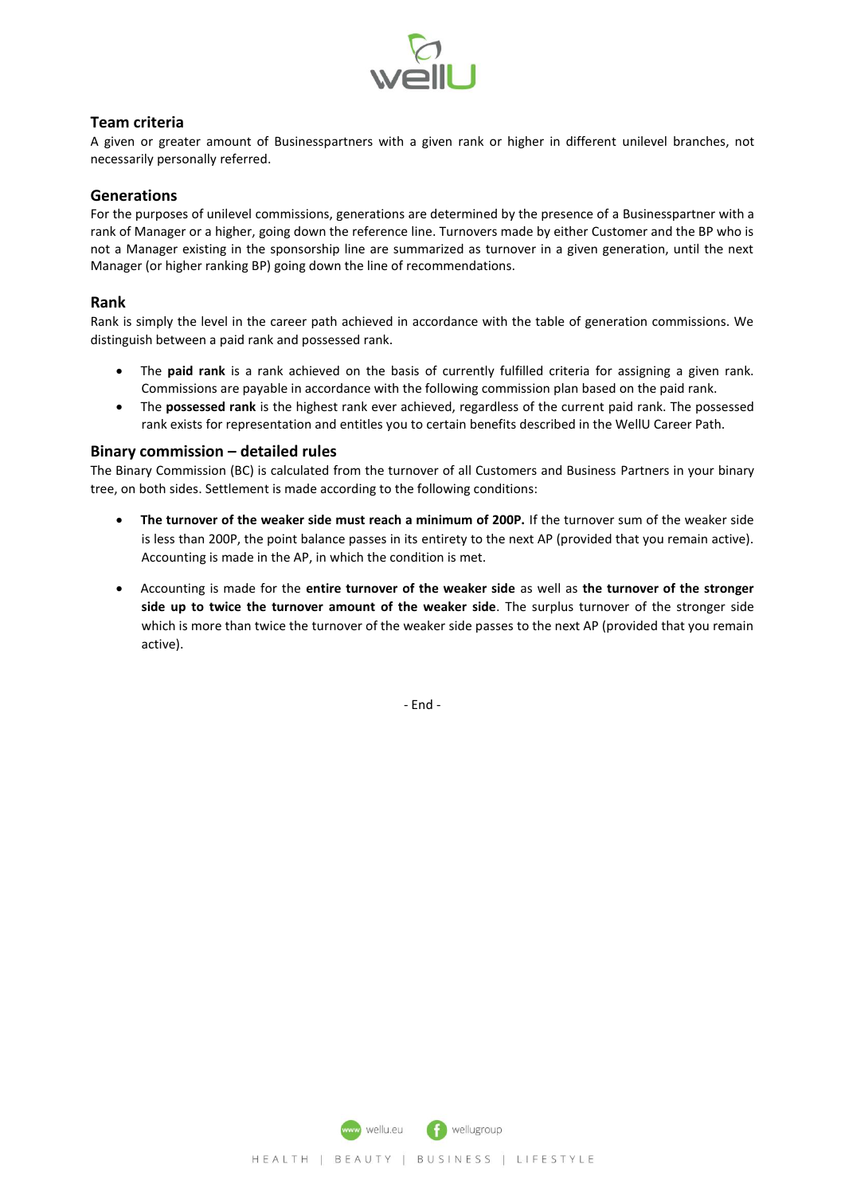### Team criteria

A given or greater amount of Businesspartners with a given rank or higher in different unilevel branches, not necessarily personally referred.

### Generations

For the purposes of unilevel commissions, generations are determined by the presence of a Businesspartner with a rank of Manager or a higher, going down the reference line. Turnovers made by either Customer and the BP who is not a Manager existing in the sponsorship line are summarized as turnover in a given generation, until the next Manager (or higher ranking BP) going down the line of recommendations.

### Rank

Rank is simply the level in the career path achieved in accordance with the table of generation commissions. We distinguish between a paid rank and possessed rank.

- The **paid rank** is a rank achieved on the basis of currently fulfilled criteria for assigning a given rank. Commissions are payable in accordance with the following commission plan based on the paid rank.
- The **possessed rank** is the highest rank ever achieved, regardless of the current paid rank. The possessed rank exists for representation and entitles you to certain benefits described in the WellU Career Path.

### Binary commission – detailed rules

The Binary Commission (BC) is calculated from the turnover of all Customers and Business Partners in your binary tree, on both sides. Settlement is made according to the following conditions:

- **The turnover of the weaker side must reach a minimum of 200P.** If the turnover sum of the weaker side is less than 200P, the point balance passes in its entirety to the next AP (provided that you remain active). Accounting is made in the AP, in which the condition is met.
- Accounting is made for the **entire turnover of the weaker side** as well as **the turnover of the stronger side up to twice the turnover amount of the weaker side**. The surplus turnover of the stronger side which is more than twice the turnover of the weaker side passes to the next AP (provided that you remain active).

- End -